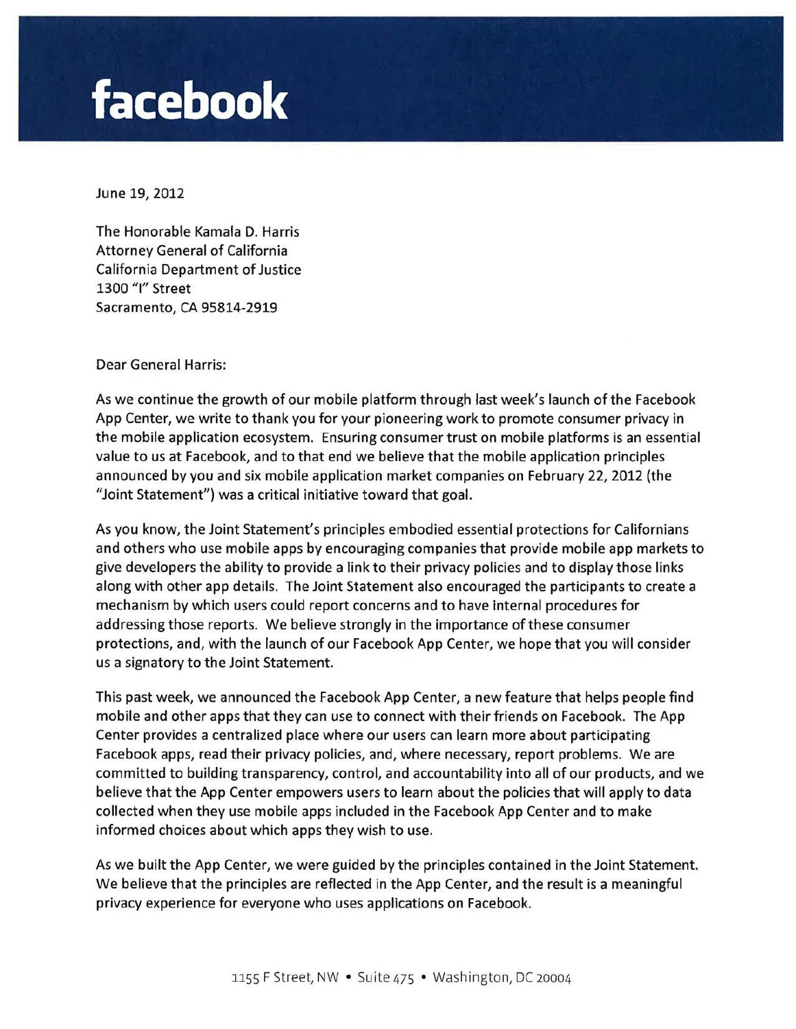# facebook

June 19, 2012

The Honorable Kamala D. Harris
Attorney General of California
California Department of Justice
1300 "I" Street
Sacramento, CA 95814-2919

Dear General Harris:

As we continue the growth of our mobile platform through last week's launch of the Facebook App Center, we write to thank you for your pioneering work to promote consumer privacy in the mobile application ecosystem. Ensuring consumer trust on mobile platforms is an essential value to us at Facebook, and to that end we believe that the mobile application principles announced by you and six mobile application market companies on February 22, 2012 (the "Joint Statement") was a critical initiative toward that goal.

As you know, the Joint Statement's principles embodied essential protections for Californians and others who use mobile apps by encouraging companies that provide mobile app markets to give developers the ability to provide a link to their privacy policies and to display those links along with other app details. The Joint Statement also encouraged the participants to create a mechanism by which users could report concerns and to have internal procedures for addressing those reports. We believe strongly in the importance of these consumer protections, and, with the launch of our Facebook App Center, we hope that you will consider us a signatory to the Joint Statement.

This past week, we announced the Facebook App Center, a new feature that helps people find mobile and other apps that they can use to connect with their friends on Facebook. The App Center provides a centralized place where our users can learn more about participating Facebook apps, read their privacy policies, and, where necessary, report problems. We are committed to building transparency, control, and accountability into all of our products, and we believe that the App Center empowers users to learn about the policies that will apply to data collected when they use mobile apps included in the Facebook App Center and to make informed choices about which apps they wish to use.

As we built the App Center, we were guided by the principles contained in the Joint Statement. We believe that the principles are reflected in the App Center, and the result is a meaningful privacy experience for everyone who uses applications on Facebook.

1155 F Street, NW • Suite 475 • Washington, DC 20004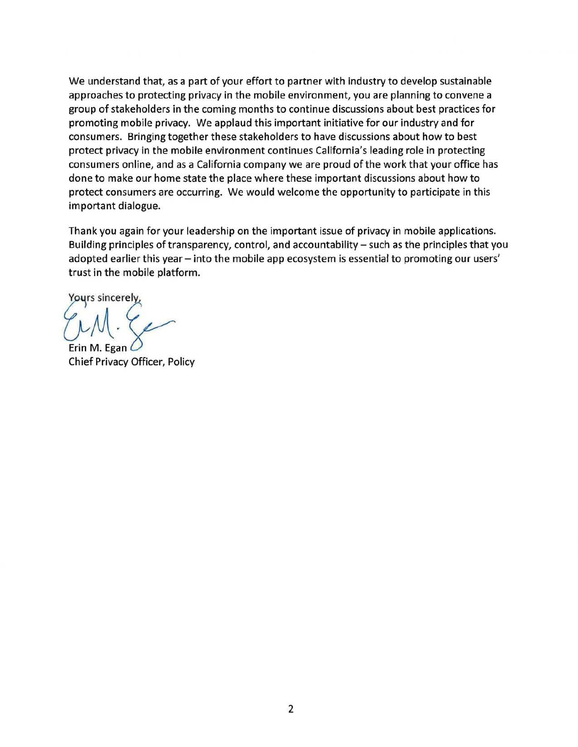We understand that, as a part of your effort to partner with industry to develop sustainable approaches to protecting privacy in the mobile environment, you are planning to convene a group of stakeholders in the coming months to continue discussions about best practices for promoting mobile privacy. We applaud this important initiative for our industry and for consumers. Bringing together these stakeholders to have discussions about how to best protect privacy in the mobile environment continues California's leading role in protecting consumers online, and as a California company we are proud of the work that your office has done to make our home state the place where these important discussions about how to protect consumers are occurring. We would welcome the opportunity to participate in this important dialogue.

Thank you again for your leadership on the important issue of privacy in mobile applications. Building principles of transparency, control, and accountability – such as the principles that you adopted earlier this year – into the mobile app ecosystem is essential to promoting our users' trust in the mobile platform.

Yours sincerely,

Erin M. Egan
Chief Privacy Officer, Policy